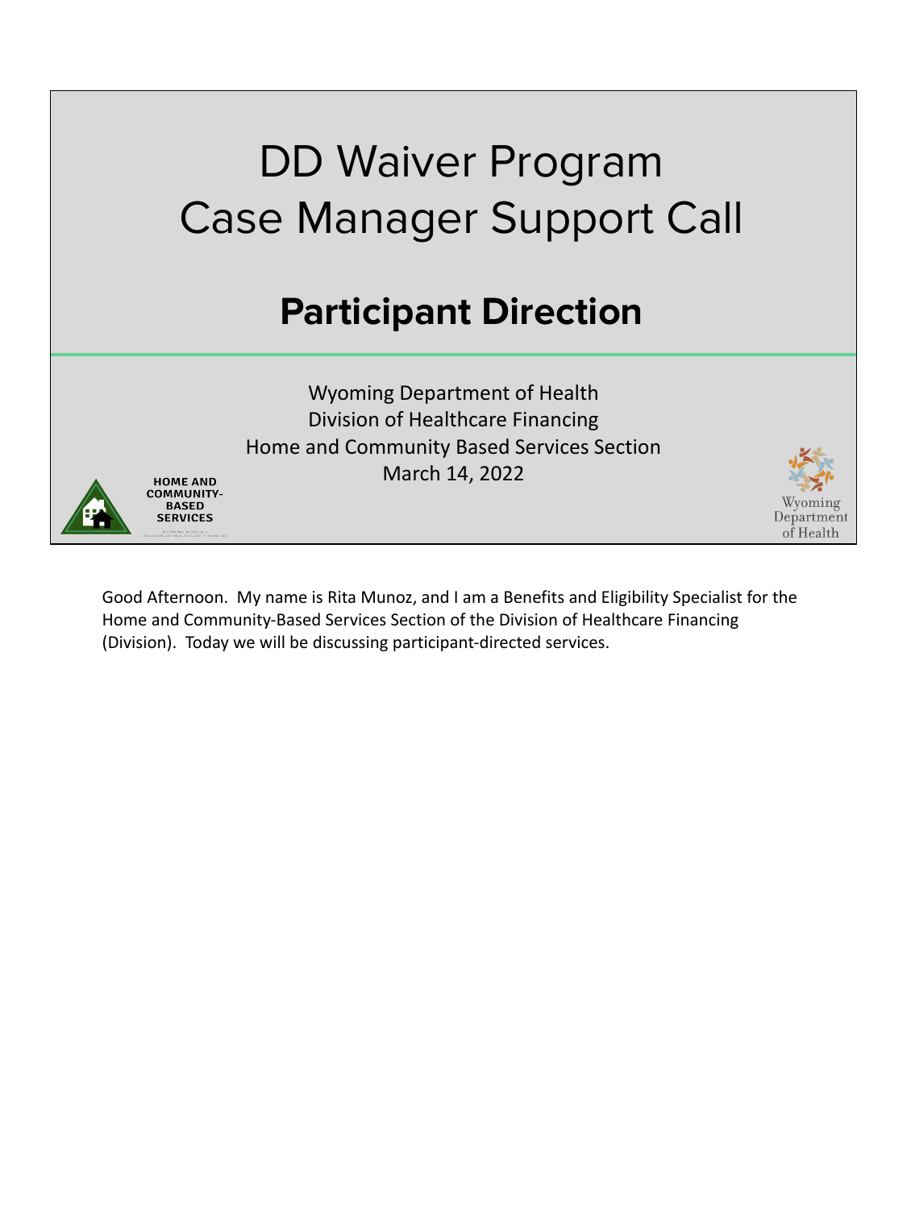# DD Waiver Program Case Manager Support Call

## Participant Direction

Wyoming Department of Health
Division of Healthcare Financing
Home and Community Based Services Section
March 14, 2022

HOME AND COMMUNITY-BASED SERVICES

Wyoming Department of Health

Good Afternoon. My name is Rita Munoz, and I am a Benefits and Eligibility Specialist for the Home and Community-Based Services Section of the Division of Healthcare Financing (Division). Today we will be discussing participant-directed services.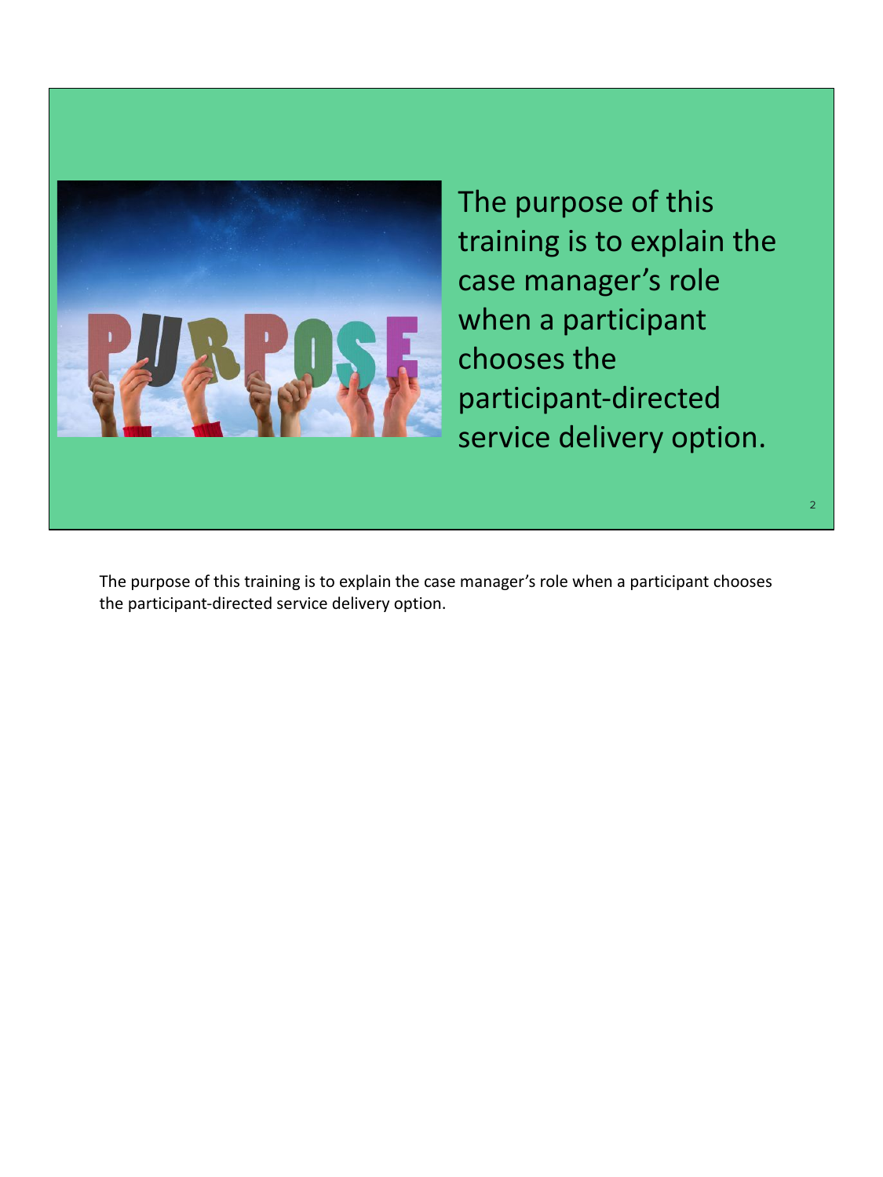The purpose of this training is to explain the case manager’s role when a participant chooses the participant-directed service delivery option.

The purpose of this training is to explain the case manager’s role when a participant chooses the participant-directed service delivery option.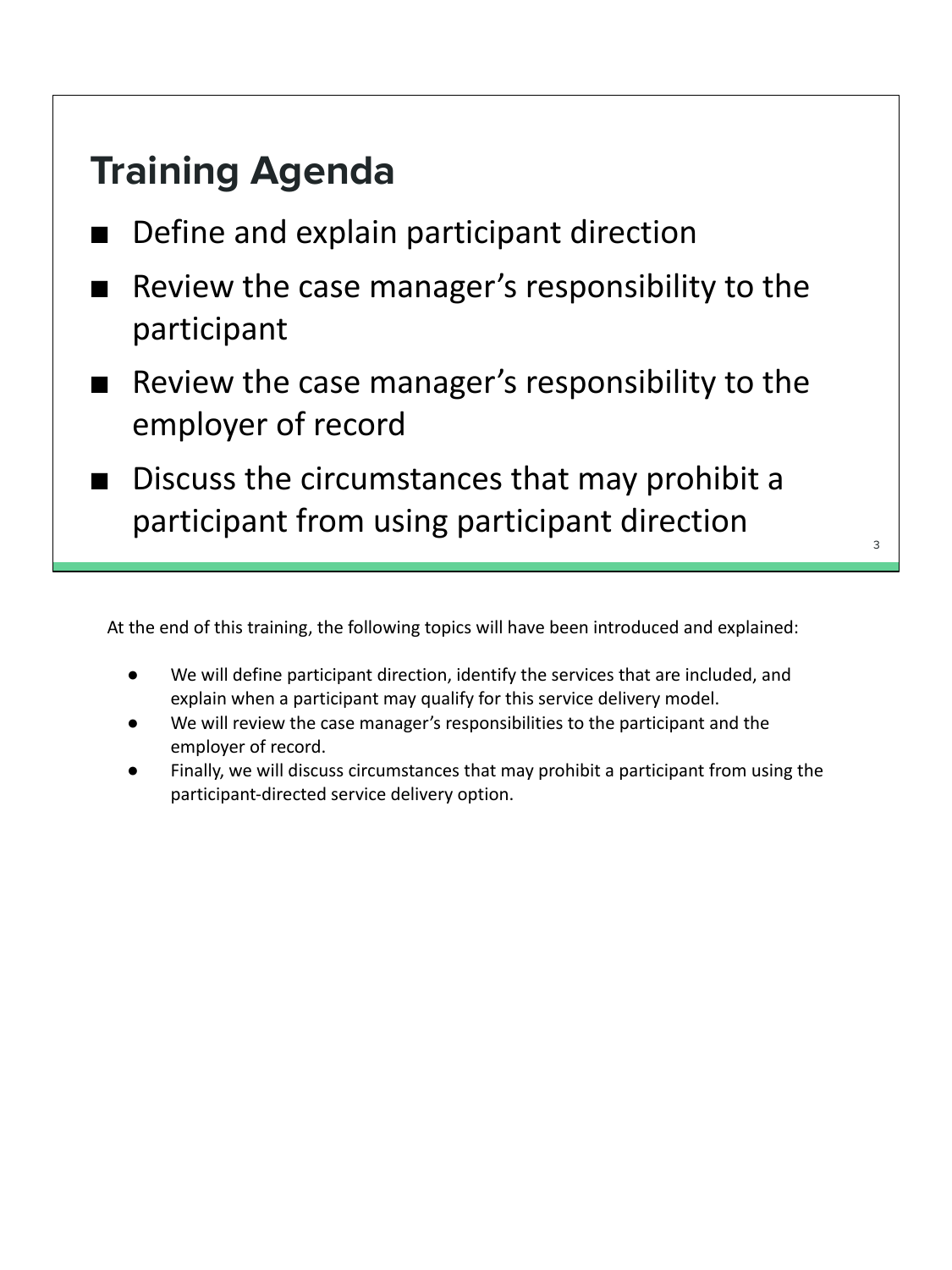## Training Agenda

- Define and explain participant direction
- Review the case manager's responsibility to the participant
- Review the case manager's responsibility to the employer of record
- Discuss the circumstances that may prohibit a participant from using participant direction

At the end of this training, the following topics will have been introduced and explained:

- We will define participant direction, identify the services that are included, and explain when a participant may qualify for this service delivery model.
- We will review the case manager's responsibilities to the participant and the employer of record.
- Finally, we will discuss circumstances that may prohibit a participant from using the participant-directed service delivery option.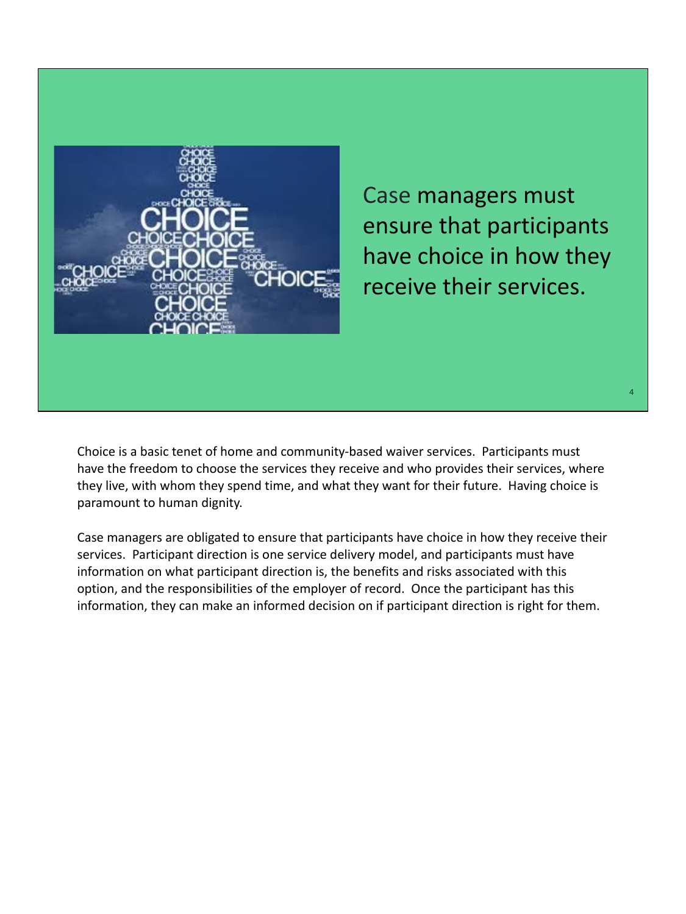Case managers must ensure that participants have choice in how they receive their services.

Choice is a basic tenet of home and community-based waiver services. Participants must have the freedom to choose the services they receive and who provides their services, where they live, with whom they spend time, and what they want for their future. Having choice is paramount to human dignity.

Case managers are obligated to ensure that participants have choice in how they receive their services. Participant direction is one service delivery model, and participants must have information on what participant direction is, the benefits and risks associated with this option, and the responsibilities of the employer of record. Once the participant has this information, they can make an informed decision on if participant direction is right for them.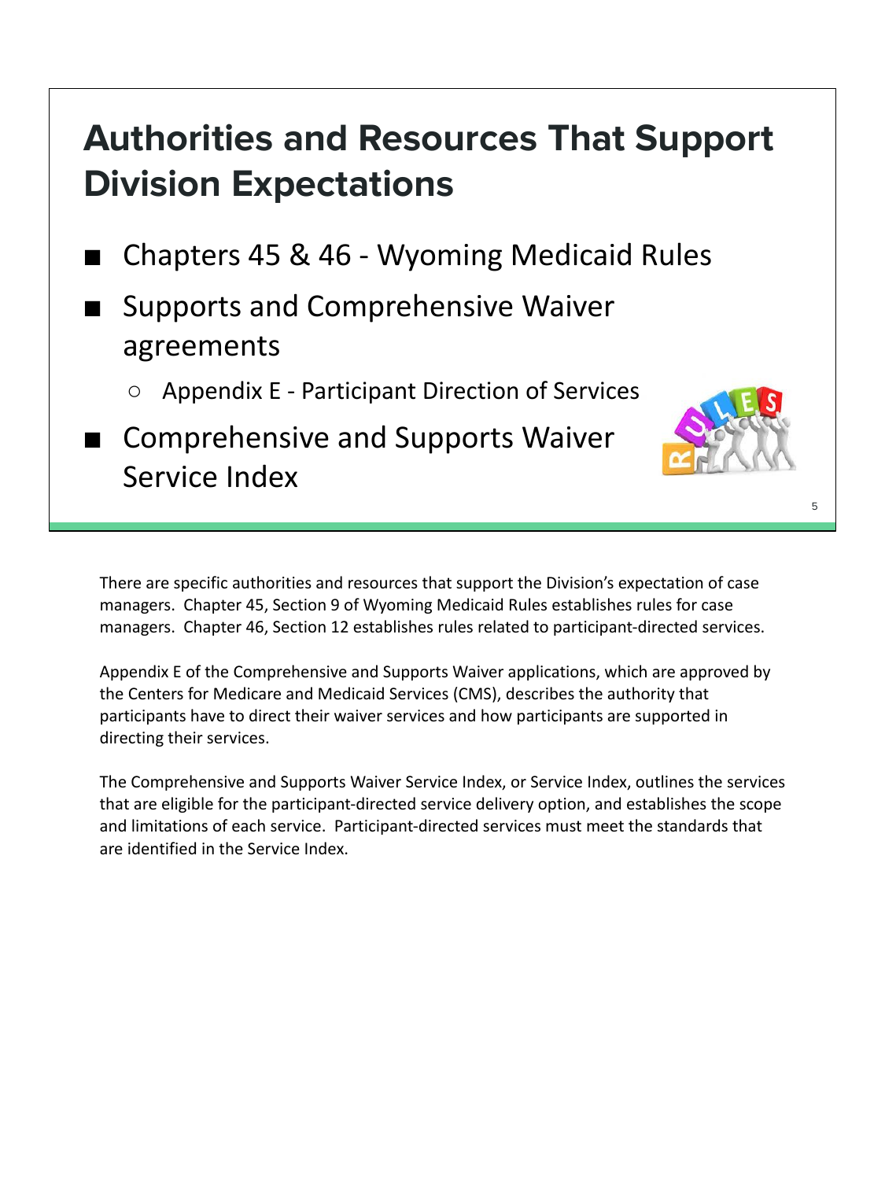# Authorities and Resources That Support Division Expectations

- Chapters 45 & 46 - Wyoming Medicaid Rules
- Supports and Comprehensive Waiver agreements
  - Appendix E - Participant Direction of Services
- Comprehensive and Supports Waiver Service Index

There are specific authorities and resources that support the Division's expectation of case managers. Chapter 45, Section 9 of Wyoming Medicaid Rules establishes rules for case managers. Chapter 46, Section 12 establishes rules related to participant-directed services.

Appendix E of the Comprehensive and Supports Waiver applications, which are approved by the Centers for Medicare and Medicaid Services (CMS), describes the authority that participants have to direct their waiver services and how participants are supported in directing their services.

The Comprehensive and Supports Waiver Service Index, or Service Index, outlines the services that are eligible for the participant-directed service delivery option, and establishes the scope and limitations of each service. Participant-directed services must meet the standards that are identified in the Service Index.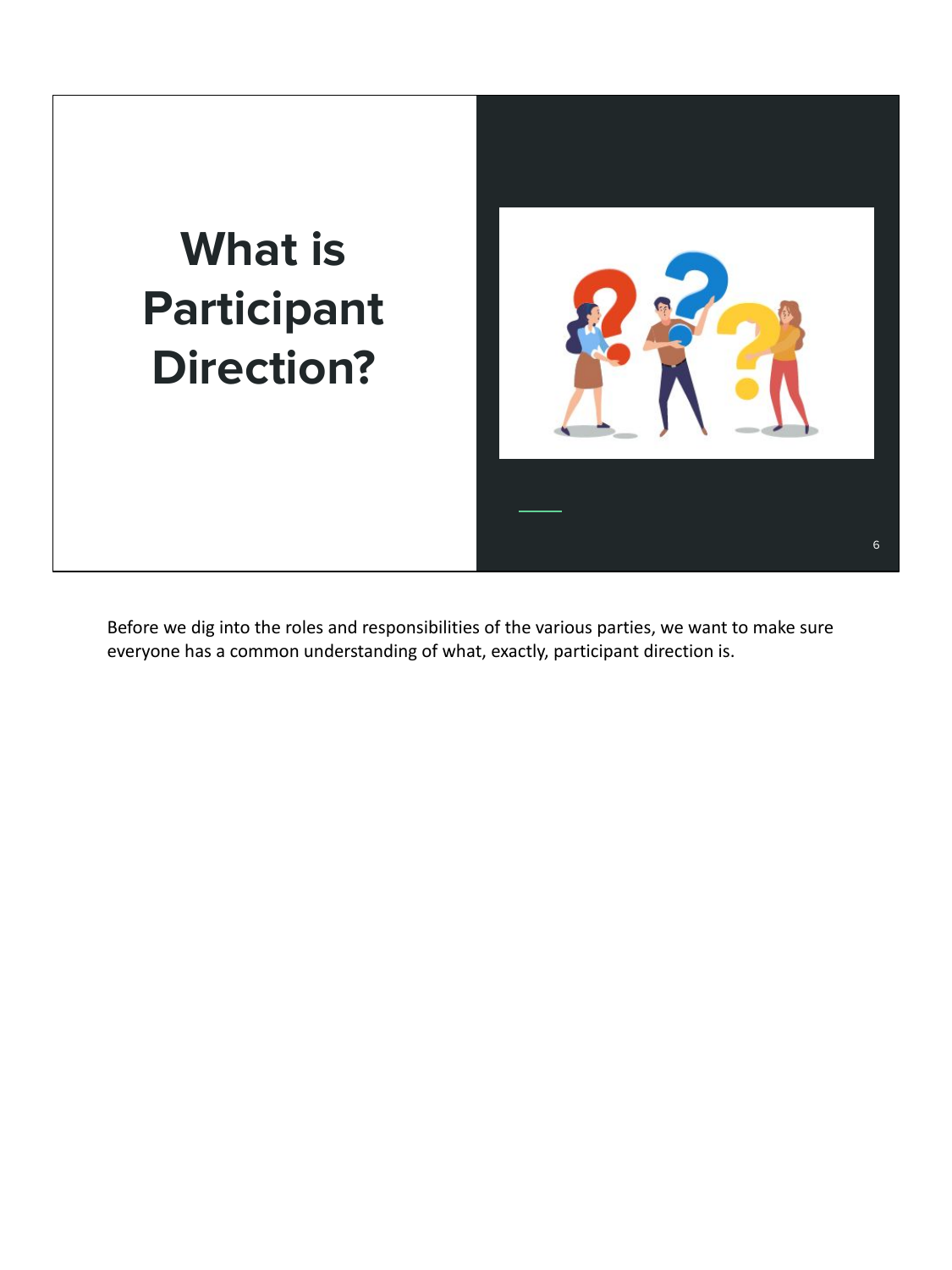# What is Participant Direction?

Before we dig into the roles and responsibilities of the various parties, we want to make sure everyone has a common understanding of what, exactly, participant direction is.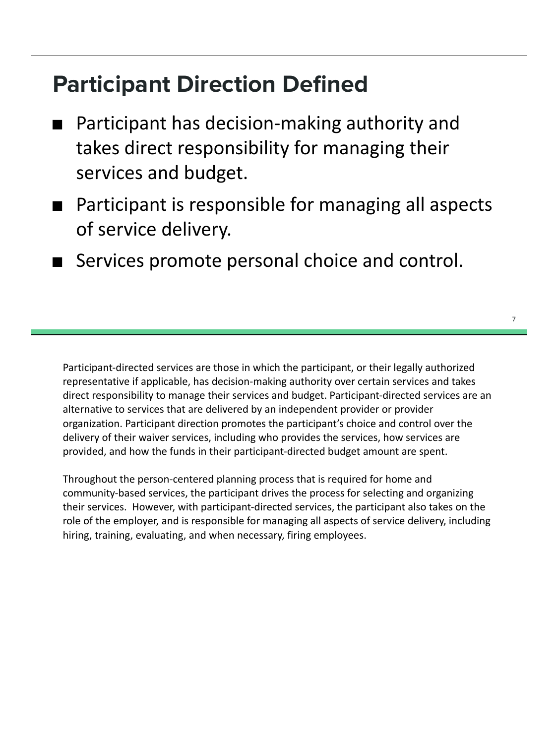## Participant Direction Defined

- Participant has decision-making authority and takes direct responsibility for managing their services and budget.
- Participant is responsible for managing all aspects of service delivery.
- Services promote personal choice and control.

Participant-directed services are those in which the participant, or their legally authorized representative if applicable, has decision-making authority over certain services and takes direct responsibility to manage their services and budget. Participant-directed services are an alternative to services that are delivered by an independent provider or provider organization. Participant direction promotes the participant's choice and control over the delivery of their waiver services, including who provides the services, how services are provided, and how the funds in their participant-directed budget amount are spent.

Throughout the person-centered planning process that is required for home and community-based services, the participant drives the process for selecting and organizing their services. However, with participant-directed services, the participant also takes on the role of the employer, and is responsible for managing all aspects of service delivery, including hiring, training, evaluating, and when necessary, firing employees.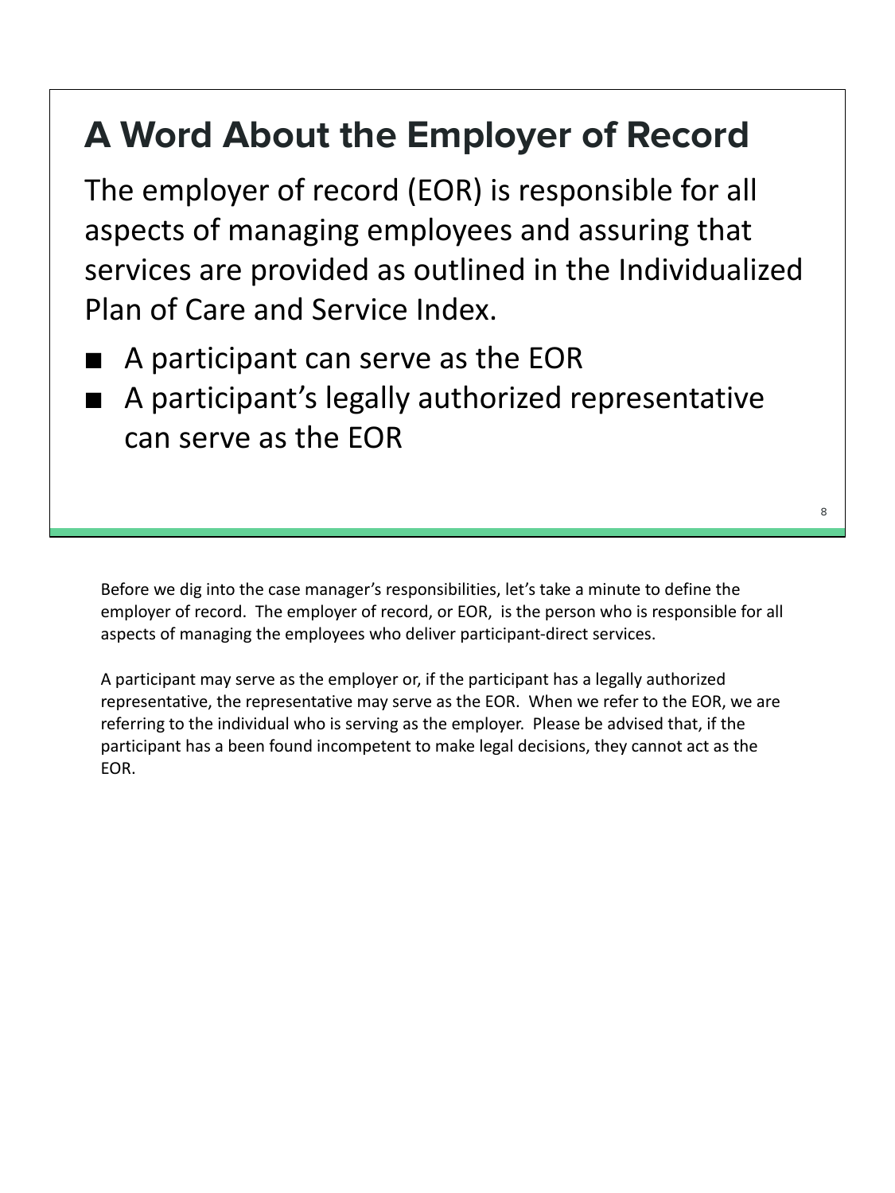## A Word About the Employer of Record

The employer of record (EOR) is responsible for all aspects of managing employees and assuring that services are provided as outlined in the Individualized Plan of Care and Service Index.

- A participant can serve as the EOR
- A participant's legally authorized representative can serve as the EOR

Before we dig into the case manager's responsibilities, let's take a minute to define the employer of record. The employer of record, or EOR, is the person who is responsible for all aspects of managing the employees who deliver participant-direct services.

A participant may serve as the employer or, if the participant has a legally authorized representative, the representative may serve as the EOR. When we refer to the EOR, we are referring to the individual who is serving as the employer. Please be advised that, if the participant has a been found incompetent to make legal decisions, they cannot act as the EOR.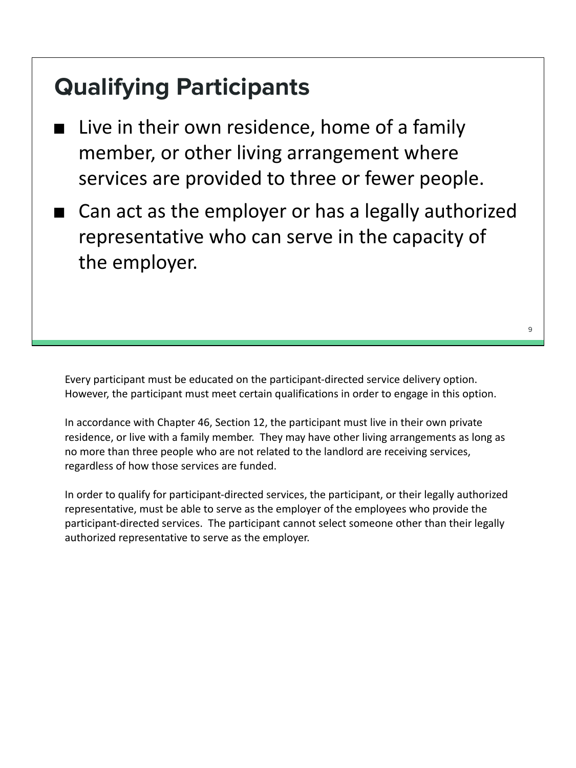## Qualifying Participants

- Live in their own residence, home of a family member, or other living arrangement where services are provided to three or fewer people.
- Can act as the employer or has a legally authorized representative who can serve in the capacity of the employer.

Every participant must be educated on the participant-directed service delivery option. However, the participant must meet certain qualifications in order to engage in this option.

In accordance with Chapter 46, Section 12, the participant must live in their own private residence, or live with a family member. They may have other living arrangements as long as no more than three people who are not related to the landlord are receiving services, regardless of how those services are funded.

In order to qualify for participant-directed services, the participant, or their legally authorized representative, must be able to serve as the employer of the employees who provide the participant-directed services. The participant cannot select someone other than their legally authorized representative to serve as the employer.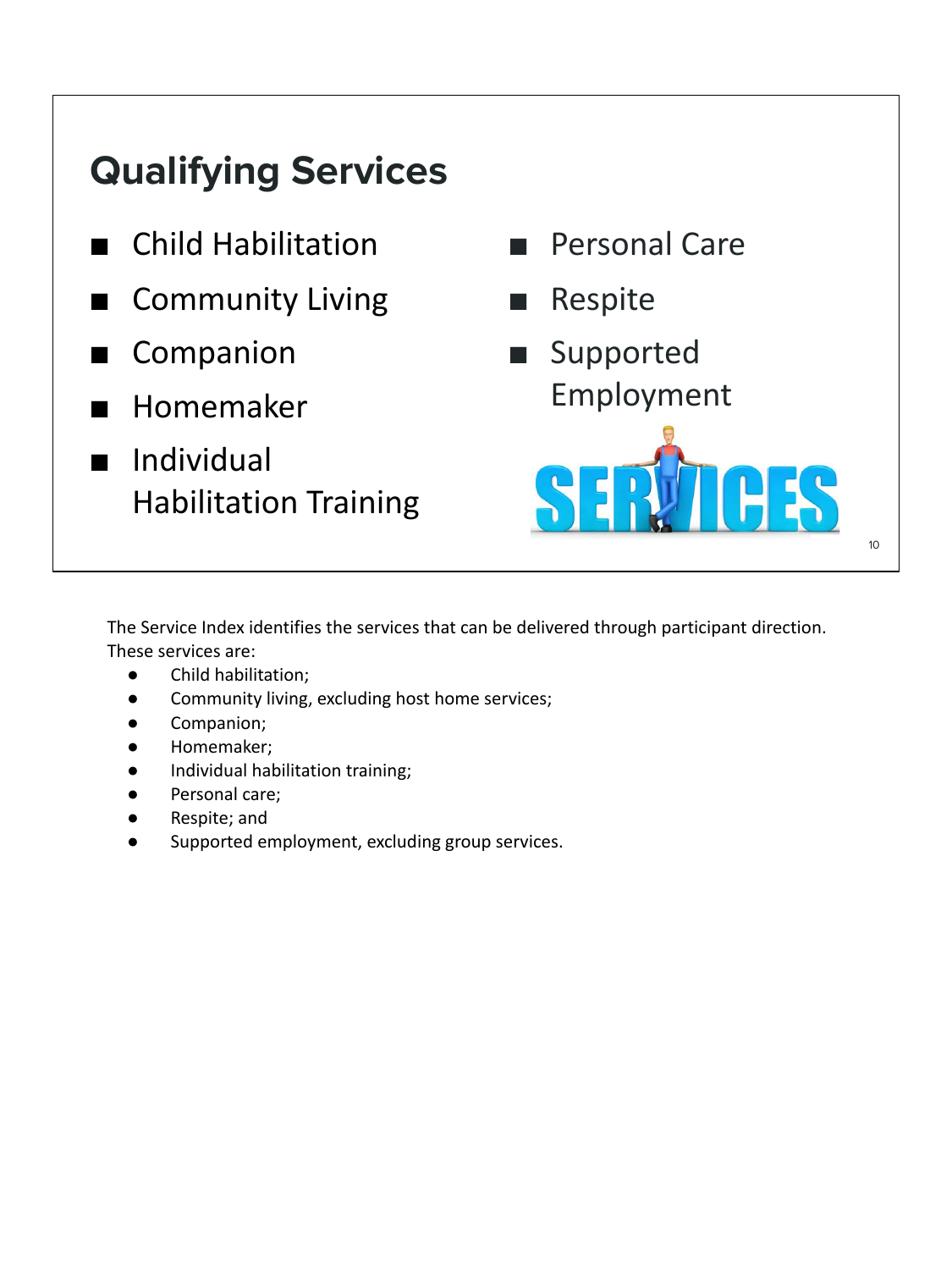## Qualifying Services

- Child Habilitation
- Community Living
- Companion
- Homemaker
- Individual Habilitation Training
- Personal Care
- Respite
- Supported Employment

The Service Index identifies the services that can be delivered through participant direction. These services are:

- Child habilitation;
- Community living, excluding host home services;
- Companion;
- Homemaker;
- Individual habilitation training;
- Personal care;
- Respite; and
- Supported employment, excluding group services.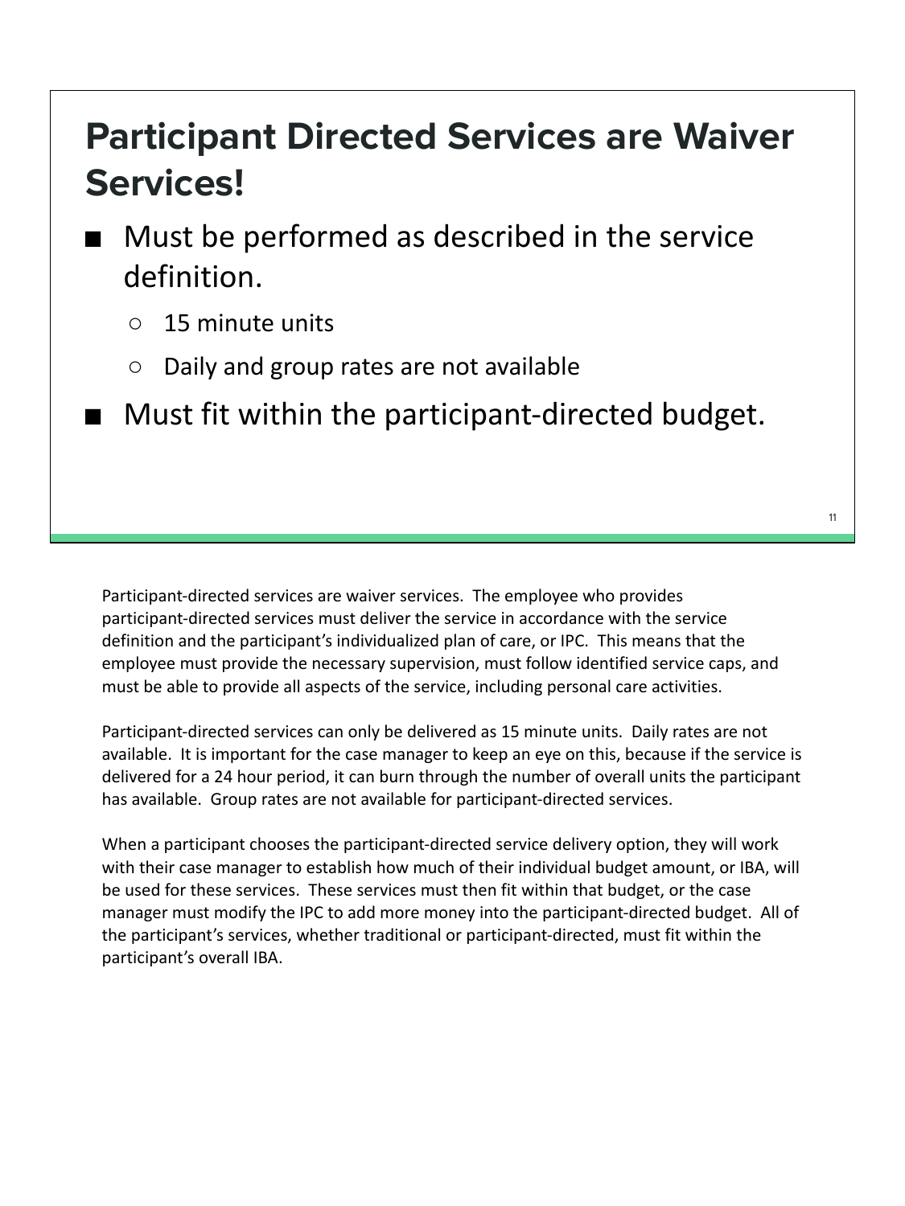## Participant Directed Services are Waiver Services!

- Must be performed as described in the service definition.
  - 15 minute units
  - Daily and group rates are not available
- Must fit within the participant-directed budget.

Participant-directed services are waiver services. The employee who provides participant-directed services must deliver the service in accordance with the service definition and the participant's individualized plan of care, or IPC. This means that the employee must provide the necessary supervision, must follow identified service caps, and must be able to provide all aspects of the service, including personal care activities.

Participant-directed services can only be delivered as 15 minute units. Daily rates are not available. It is important for the case manager to keep an eye on this, because if the service is delivered for a 24 hour period, it can burn through the number of overall units the participant has available. Group rates are not available for participant-directed services.

When a participant chooses the participant-directed service delivery option, they will work with their case manager to establish how much of their individual budget amount, or IBA, will be used for these services. These services must then fit within that budget, or the case manager must modify the IPC to add more money into the participant-directed budget. All of the participant's services, whether traditional or participant-directed, must fit within the participant's overall IBA.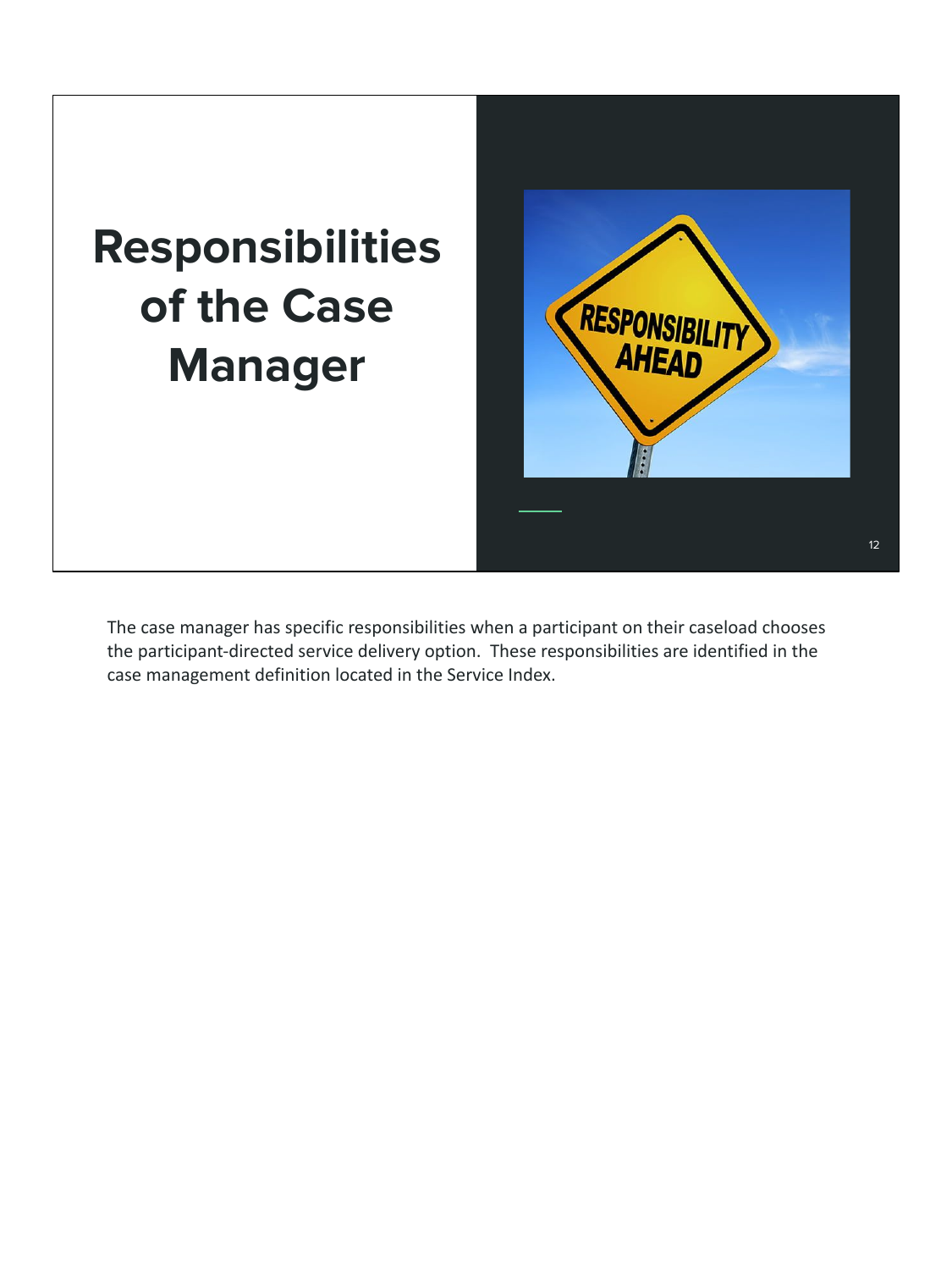# Responsibilities of the Case Manager

The case manager has specific responsibilities when a participant on their caseload chooses the participant-directed service delivery option. These responsibilities are identified in the case management definition located in the Service Index.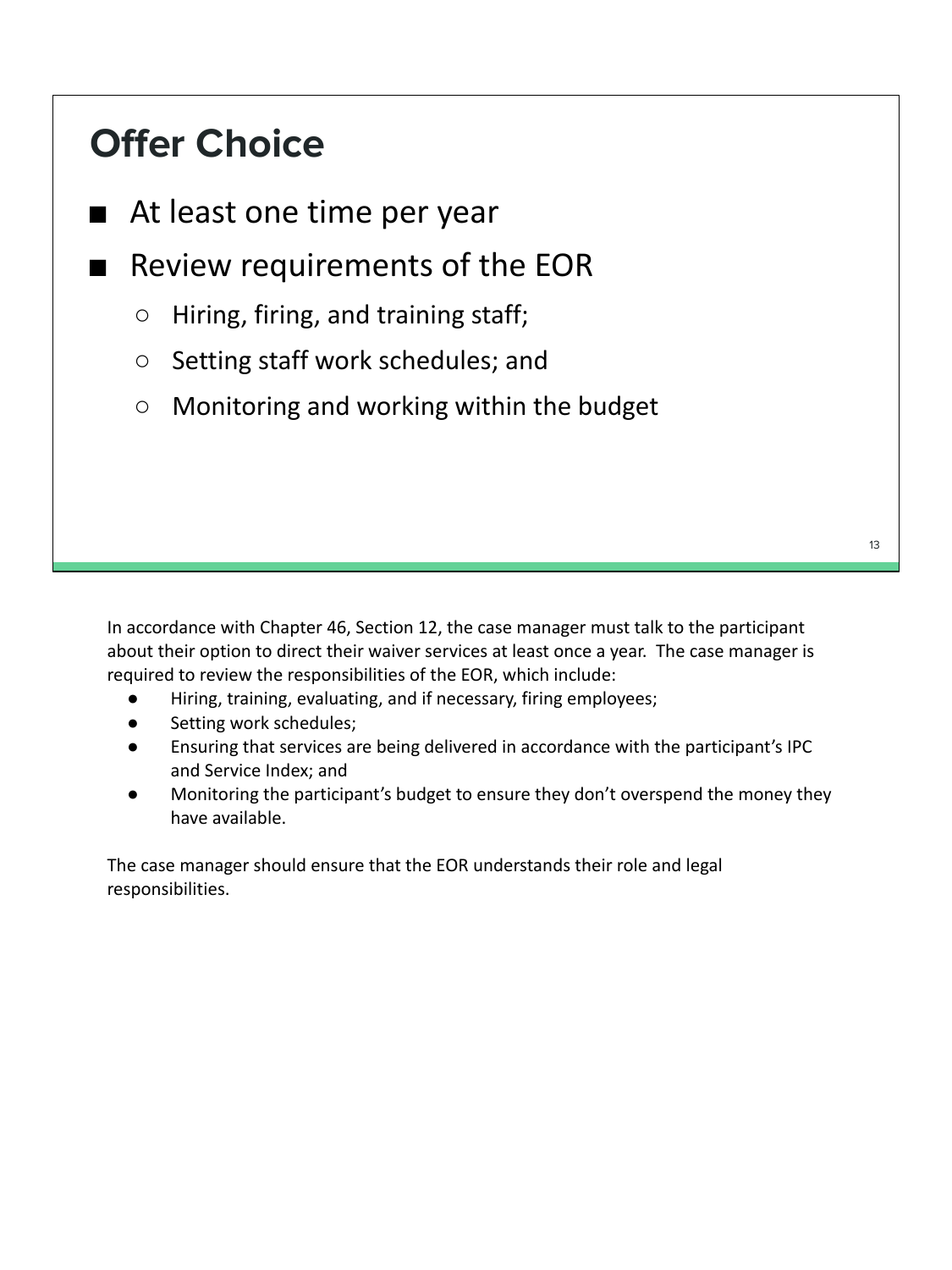## Offer Choice

- At least one time per year
- Review requirements of the EOR
  - Hiring, firing, and training staff;
  - Setting staff work schedules; and
  - Monitoring and working within the budget

In accordance with Chapter 46, Section 12, the case manager must talk to the participant about their option to direct their waiver services at least once a year. The case manager is required to review the responsibilities of the EOR, which include:

- Hiring, training, evaluating, and if necessary, firing employees;
- Setting work schedules;
- Ensuring that services are being delivered in accordance with the participant's IPC and Service Index; and
- Monitoring the participant's budget to ensure they don't overspend the money they have available.

The case manager should ensure that the EOR understands their role and legal responsibilities.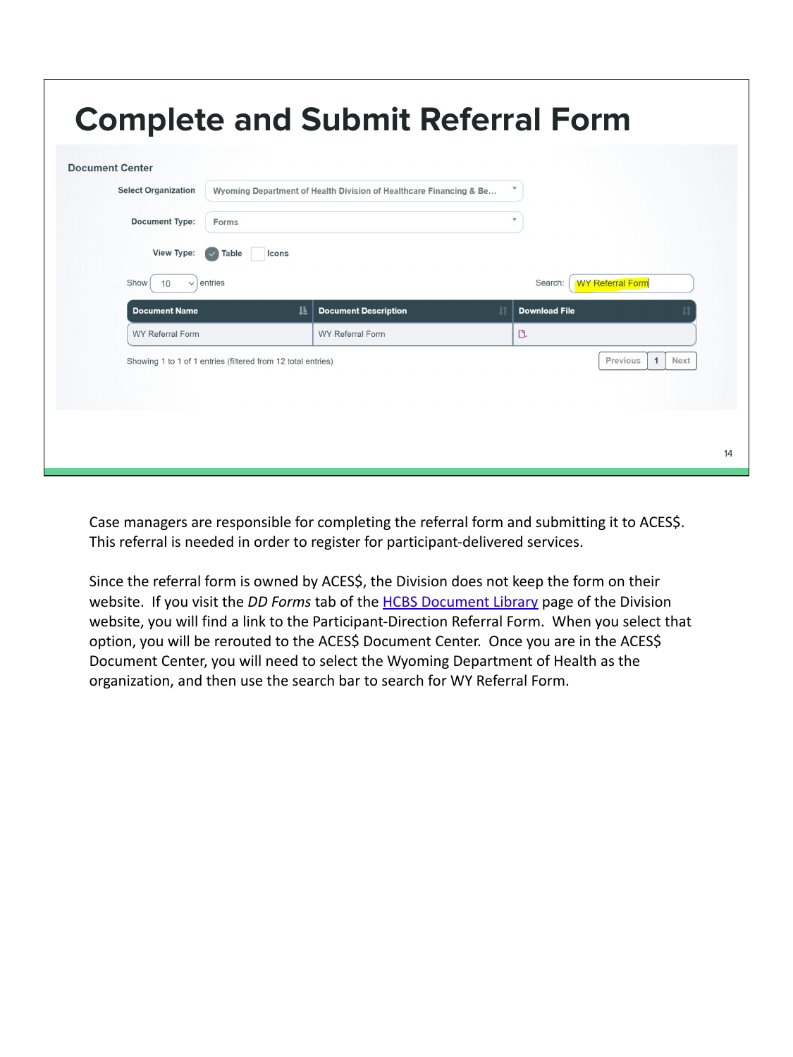# Complete and Submit Referral Form

**Document Center**

Select Organization: Wyoming Department of Health Division of Healthcare Financing & Be...

Document Type: Forms

View Type: Table Icons

Show 10 entries

Search: WY Referral Form

| Document Name | Document Description | Download File |
|---|---|---|
| WY Referral Form | WY Referral Form | |

Showing 1 to 1 of 1 entries (filtered from 12 total entries)

Previous 1 Next

Case managers are responsible for completing the referral form and submitting it to ACES$. This referral is needed in order to register for participant-delivered services.

Since the referral form is owned by ACES$, the Division does not keep the form on their website. If you visit the *DD Forms* tab of the HCBS Document Library page of the Division website, you will find a link to the Participant-Direction Referral Form. When you select that option, you will be rerouted to the ACES$ Document Center. Once you are in the ACES$ Document Center, you will need to select the Wyoming Department of Health as the organization, and then use the search bar to search for WY Referral Form.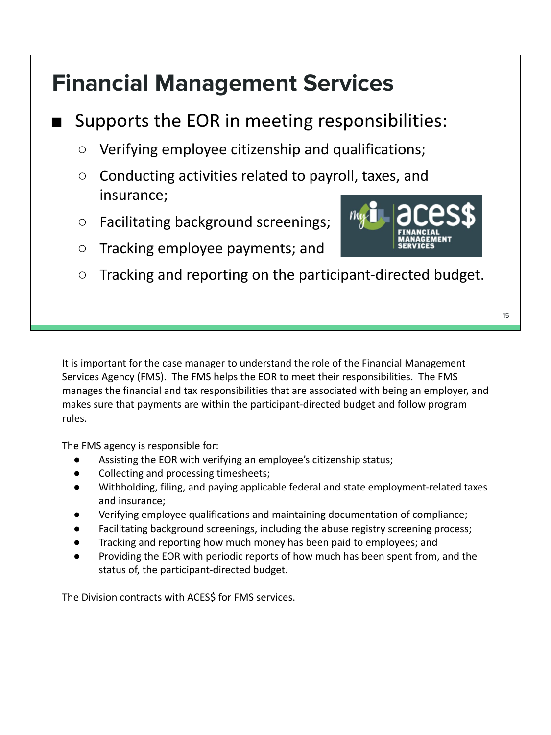## Financial Management Services

- Supports the EOR in meeting responsibilities:
  - Verifying employee citizenship and qualifications;
  - Conducting activities related to payroll, taxes, and insurance;
  - Facilitating background screenings;
  - Tracking employee payments; and
  - Tracking and reporting on the participant-directed budget.

It is important for the case manager to understand the role of the Financial Management Services Agency (FMS). The FMS helps the EOR to meet their responsibilities. The FMS manages the financial and tax responsibilities that are associated with being an employer, and makes sure that payments are within the participant-directed budget and follow program rules.

The FMS agency is responsible for:

- Assisting the EOR with verifying an employee's citizenship status;
- Collecting and processing timesheets;
- Withholding, filing, and paying applicable federal and state employment-related taxes and insurance;
- Verifying employee qualifications and maintaining documentation of compliance;
- Facilitating background screenings, including the abuse registry screening process;
- Tracking and reporting how much money has been paid to employees; and
- Providing the EOR with periodic reports of how much has been spent from, and the status of, the participant-directed budget.

The Division contracts with ACES$ for FMS services.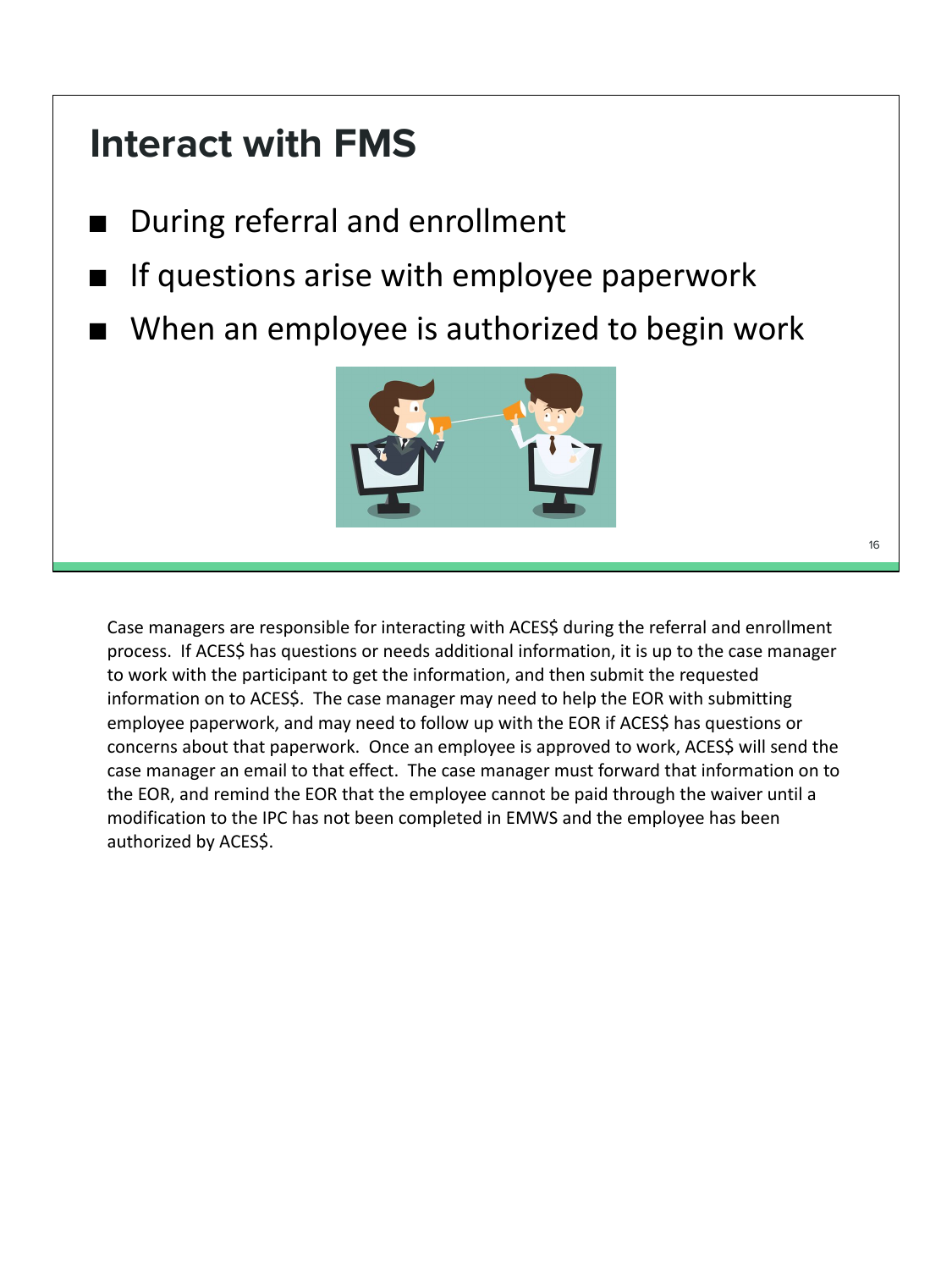## Interact with FMS

- During referral and enrollment
- If questions arise with employee paperwork
- When an employee is authorized to begin work

Case managers are responsible for interacting with ACES$ during the referral and enrollment process. If ACES$ has questions or needs additional information, it is up to the case manager to work with the participant to get the information, and then submit the requested information on to ACES$. The case manager may need to help the EOR with submitting employee paperwork, and may need to follow up with the EOR if ACES$ has questions or concerns about that paperwork. Once an employee is approved to work, ACES$ will send the case manager an email to that effect. The case manager must forward that information on to the EOR, and remind the EOR that the employee cannot be paid through the waiver until a modification to the IPC has not been completed in EMWS and the employee has been authorized by ACES$.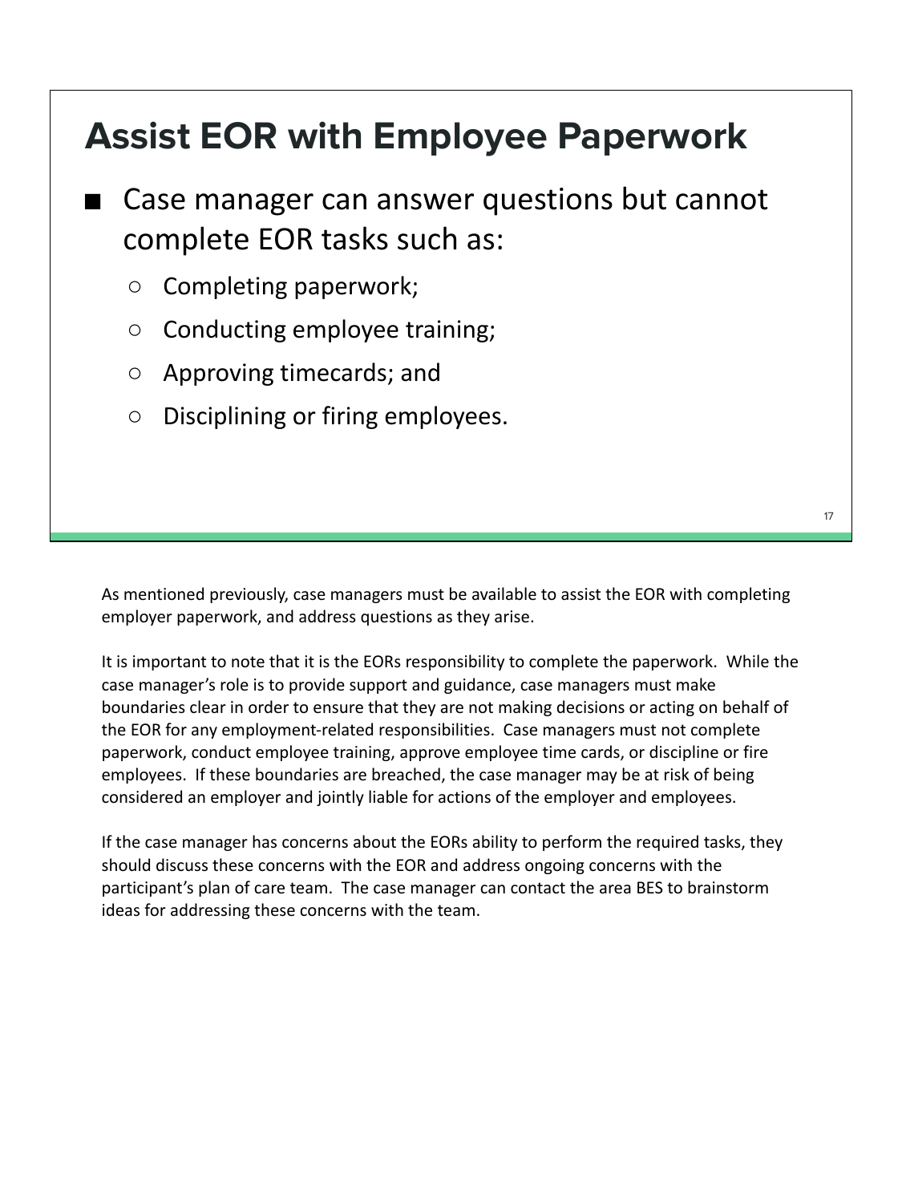# Assist EOR with Employee Paperwork

- Case manager can answer questions but cannot complete EOR tasks such as:
  - Completing paperwork;
  - Conducting employee training;
  - Approving timecards; and
  - Disciplining or firing employees.

As mentioned previously, case managers must be available to assist the EOR with completing employer paperwork, and address questions as they arise.

It is important to note that it is the EORs responsibility to complete the paperwork. While the case manager's role is to provide support and guidance, case managers must make boundaries clear in order to ensure that they are not making decisions or acting on behalf of the EOR for any employment-related responsibilities. Case managers must not complete paperwork, conduct employee training, approve employee time cards, or discipline or fire employees. If these boundaries are breached, the case manager may be at risk of being considered an employer and jointly liable for actions of the employer and employees.

If the case manager has concerns about the EORs ability to perform the required tasks, they should discuss these concerns with the EOR and address ongoing concerns with the participant's plan of care team. The case manager can contact the area BES to brainstorm ideas for addressing these concerns with the team.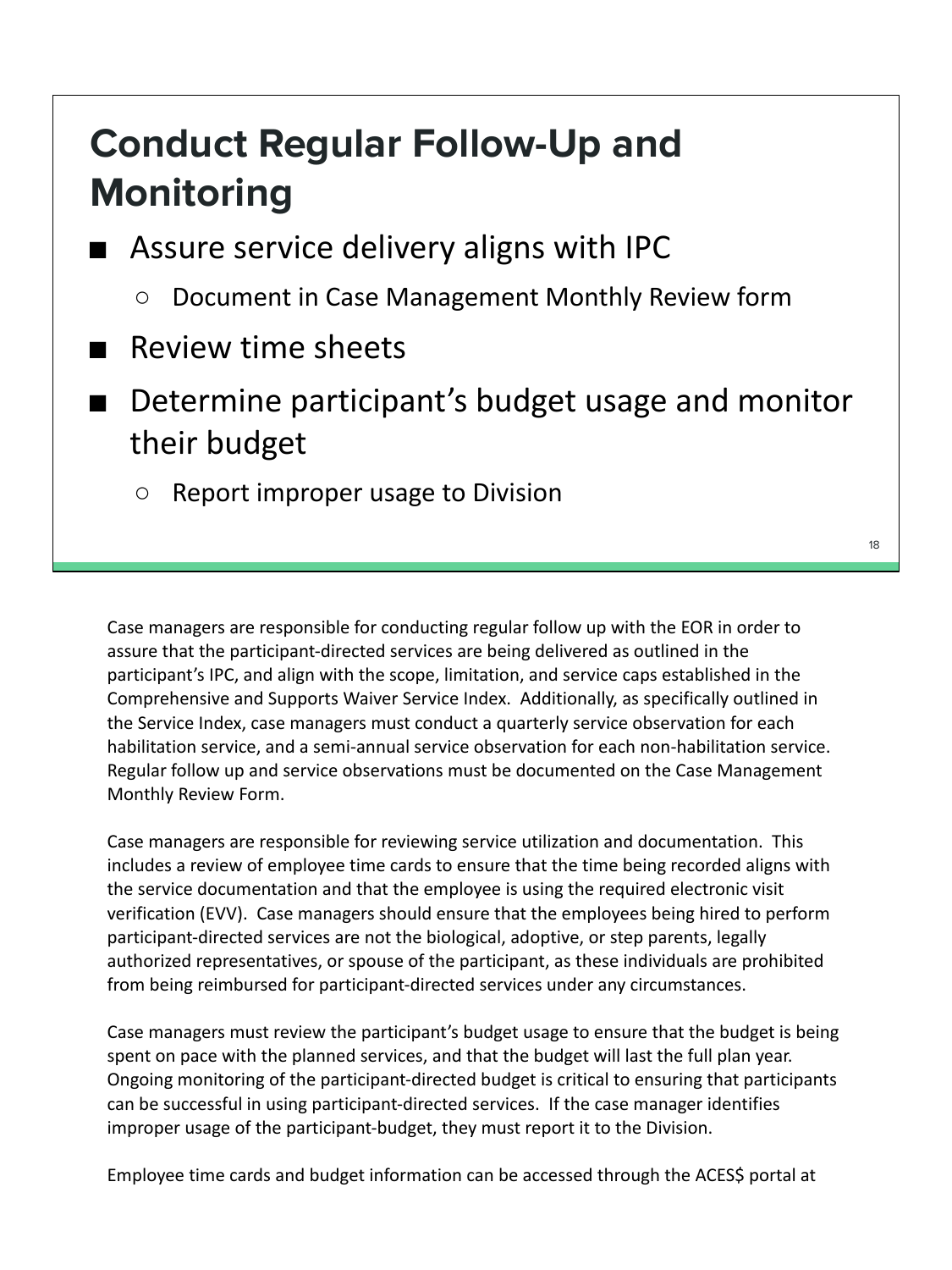## Conduct Regular Follow-Up and Monitoring

- Assure service delivery aligns with IPC
  - Document in Case Management Monthly Review form
- Review time sheets
- Determine participant's budget usage and monitor their budget
  - Report improper usage to Division

Case managers are responsible for conducting regular follow up with the EOR in order to assure that the participant-directed services are being delivered as outlined in the participant's IPC, and align with the scope, limitation, and service caps established in the Comprehensive and Supports Waiver Service Index. Additionally, as specifically outlined in the Service Index, case managers must conduct a quarterly service observation for each habilitation service, and a semi-annual service observation for each non-habilitation service. Regular follow up and service observations must be documented on the Case Management Monthly Review Form.

Case managers are responsible for reviewing service utilization and documentation. This includes a review of employee time cards to ensure that the time being recorded aligns with the service documentation and that the employee is using the required electronic visit verification (EVV). Case managers should ensure that the employees being hired to perform participant-directed services are not the biological, adoptive, or step parents, legally authorized representatives, or spouse of the participant, as these individuals are prohibited from being reimbursed for participant-directed services under any circumstances.

Case managers must review the participant's budget usage to ensure that the budget is being spent on pace with the planned services, and that the budget will last the full plan year. Ongoing monitoring of the participant-directed budget is critical to ensuring that participants can be successful in using participant-directed services. If the case manager identifies improper usage of the participant-budget, they must report it to the Division.

Employee time cards and budget information can be accessed through the ACES$ portal at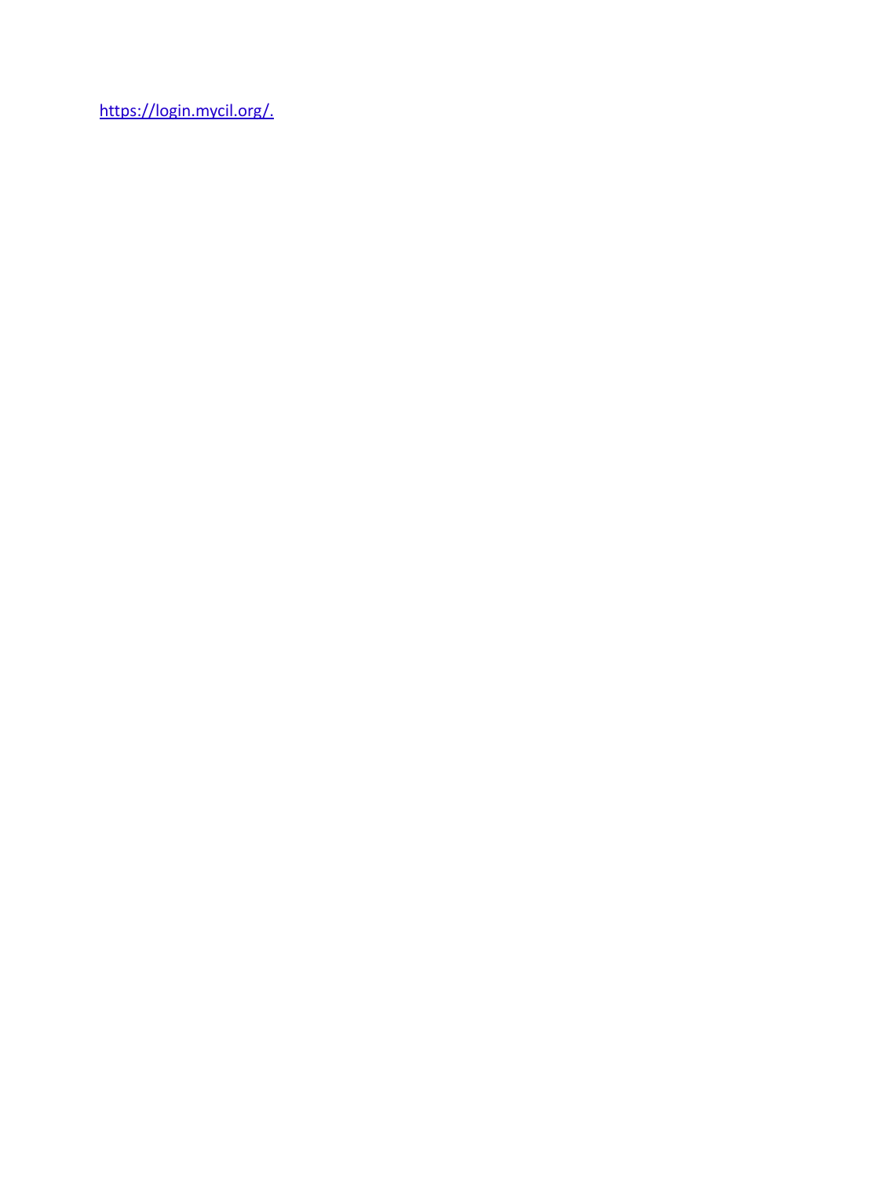[https://login.mycil.org/.](https://login.mycil.org/)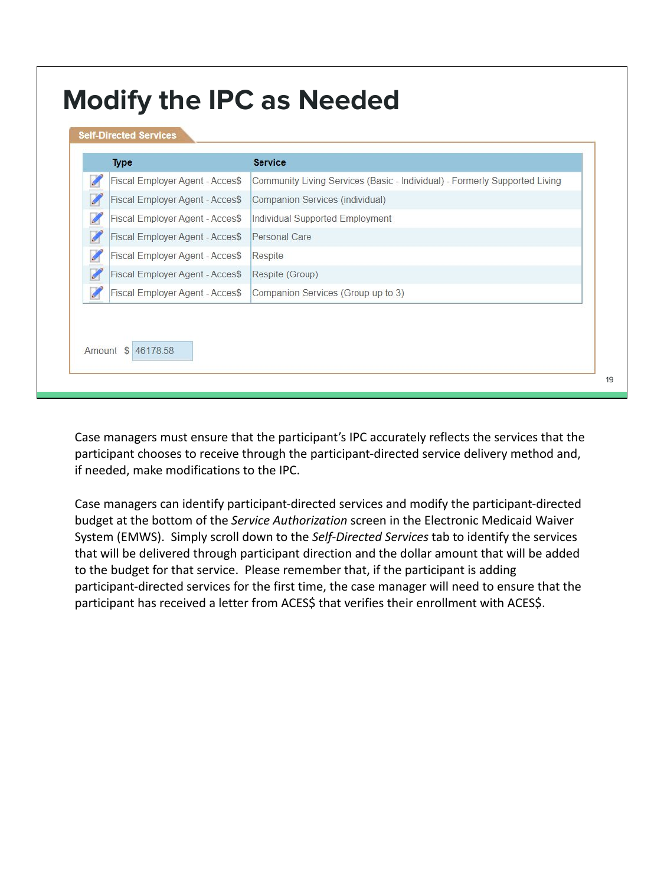# Modify the IPC as Needed

**Self-Directed Services**

| Type | Service |
|---|---|
| Fiscal Employer Agent - Acces$ | Community Living Services (Basic - Individual) - Formerly Supported Living |
| Fiscal Employer Agent - Acces$ | Companion Services (individual) |
| Fiscal Employer Agent - Acces$ | Individual Supported Employment |
| Fiscal Employer Agent - Acces$ | Personal Care |
| Fiscal Employer Agent - Acces$ | Respite |
| Fiscal Employer Agent - Acces$ | Respite (Group) |
| Fiscal Employer Agent - Acces$ | Companion Services (Group up to 3) |

Amount $ 46178.58

Case managers must ensure that the participant's IPC accurately reflects the services that the participant chooses to receive through the participant-directed service delivery method and, if needed, make modifications to the IPC.

Case managers can identify participant-directed services and modify the participant-directed budget at the bottom of the *Service Authorization* screen in the Electronic Medicaid Waiver System (EMWS). Simply scroll down to the *Self-Directed Services* tab to identify the services that will be delivered through participant direction and the dollar amount that will be added to the budget for that service. Please remember that, if the participant is adding participant-directed services for the first time, the case manager will need to ensure that the participant has received a letter from ACES$ that verifies their enrollment with ACES$.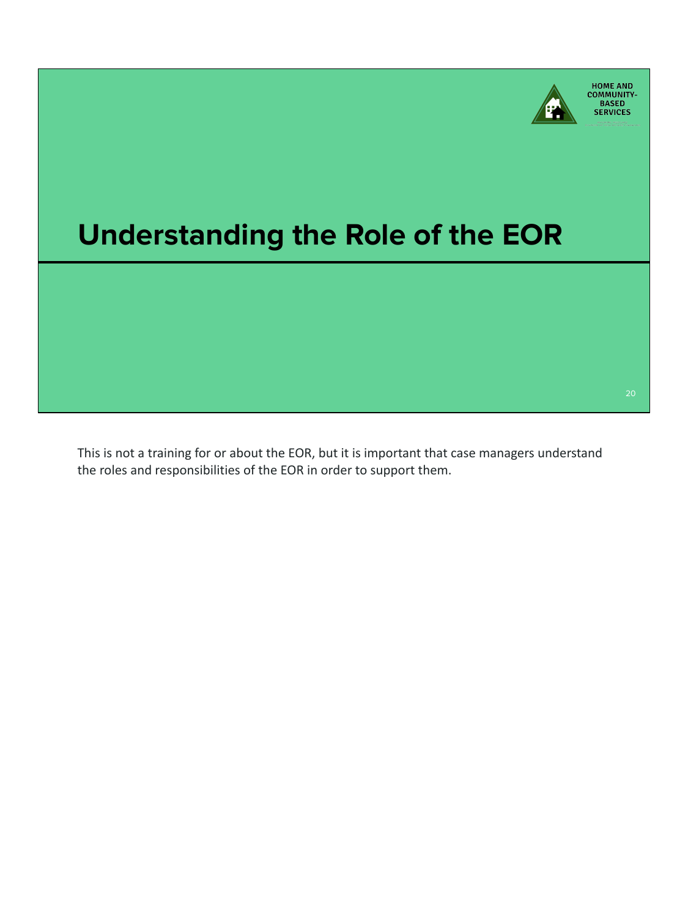# Understanding the Role of the EOR

This is not a training for or about the EOR, but it is important that case managers understand the roles and responsibilities of the EOR in order to support them.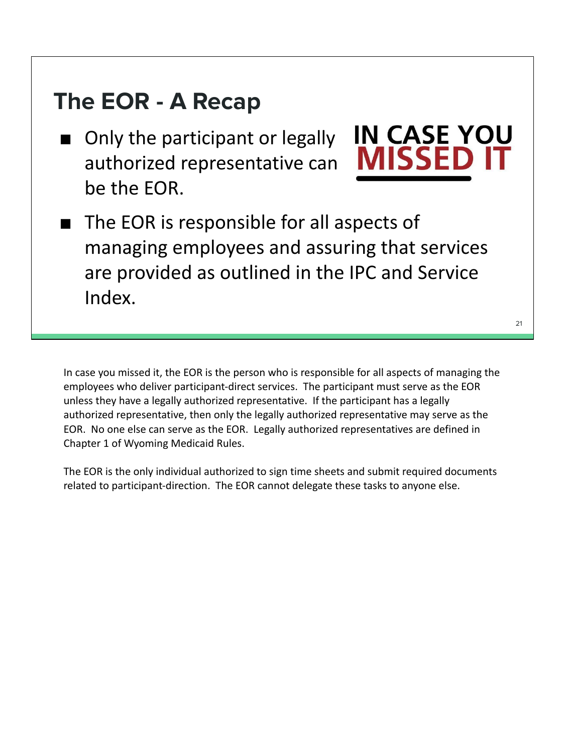## The EOR - A Recap

**IN CASE YOU MISSED IT**

- Only the participant or legally authorized representative can be the EOR.
- The EOR is responsible for all aspects of managing employees and assuring that services are provided as outlined in the IPC and Service Index.

In case you missed it, the EOR is the person who is responsible for all aspects of managing the employees who deliver participant-direct services. The participant must serve as the EOR unless they have a legally authorized representative. If the participant has a legally authorized representative, then only the legally authorized representative may serve as the EOR. No one else can serve as the EOR. Legally authorized representatives are defined in Chapter 1 of Wyoming Medicaid Rules.

The EOR is the only individual authorized to sign time sheets and submit required documents related to participant-direction. The EOR cannot delegate these tasks to anyone else.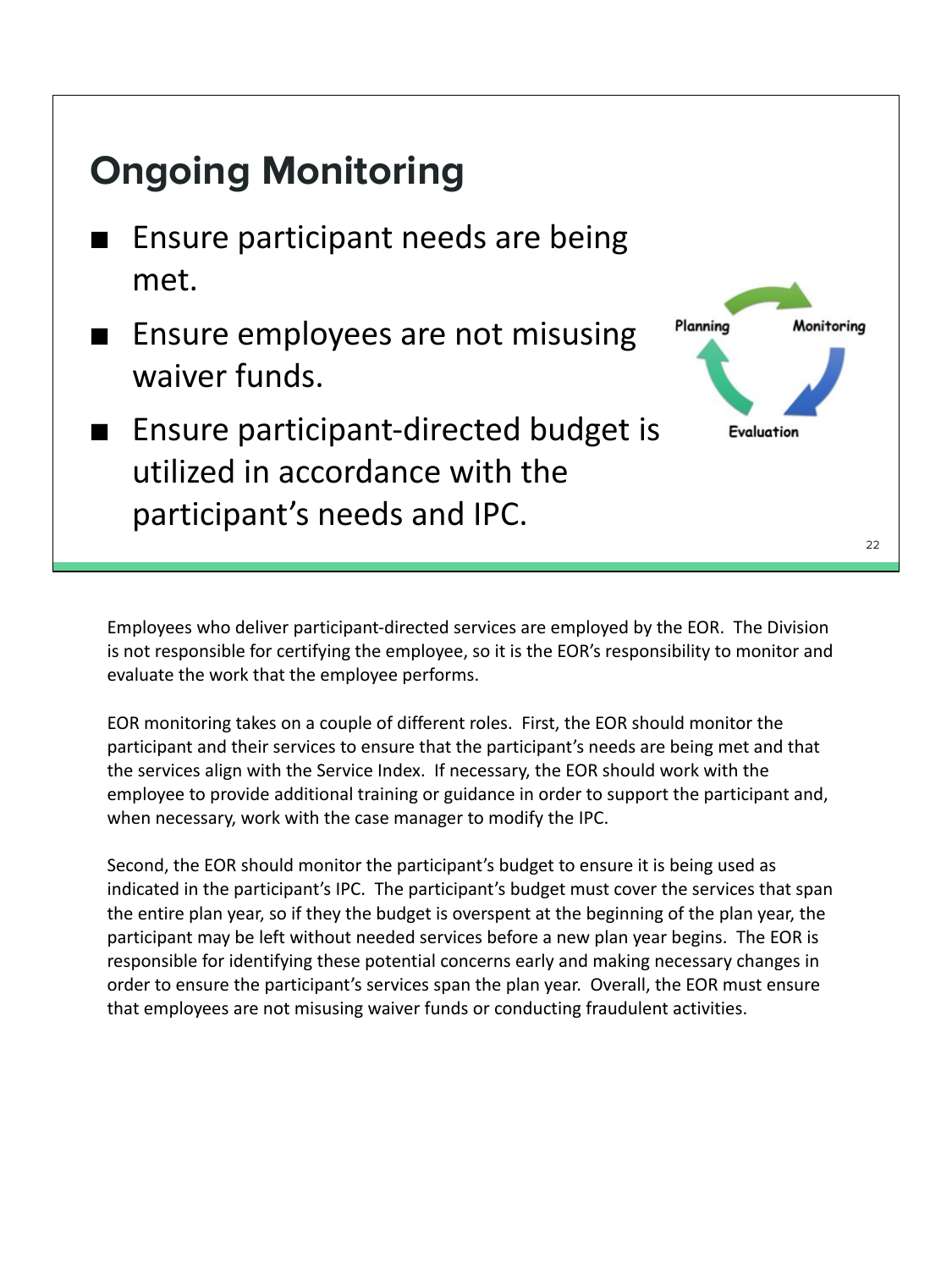## Ongoing Monitoring

- Ensure participant needs are being met.
- Ensure employees are not misusing waiver funds.
- Ensure participant-directed budget is utilized in accordance with the participant's needs and IPC.

Planning → Monitoring → Evaluation

Employees who deliver participant-directed services are employed by the EOR. The Division is not responsible for certifying the employee, so it is the EOR's responsibility to monitor and evaluate the work that the employee performs.

EOR monitoring takes on a couple of different roles. First, the EOR should monitor the participant and their services to ensure that the participant's needs are being met and that the services align with the Service Index. If necessary, the EOR should work with the employee to provide additional training or guidance in order to support the participant and, when necessary, work with the case manager to modify the IPC.

Second, the EOR should monitor the participant's budget to ensure it is being used as indicated in the participant's IPC. The participant's budget must cover the services that span the entire plan year, so if they the budget is overspent at the beginning of the plan year, the participant may be left without needed services before a new plan year begins. The EOR is responsible for identifying these potential concerns early and making necessary changes in order to ensure the participant's services span the plan year. Overall, the EOR must ensure that employees are not misusing waiver funds or conducting fraudulent activities.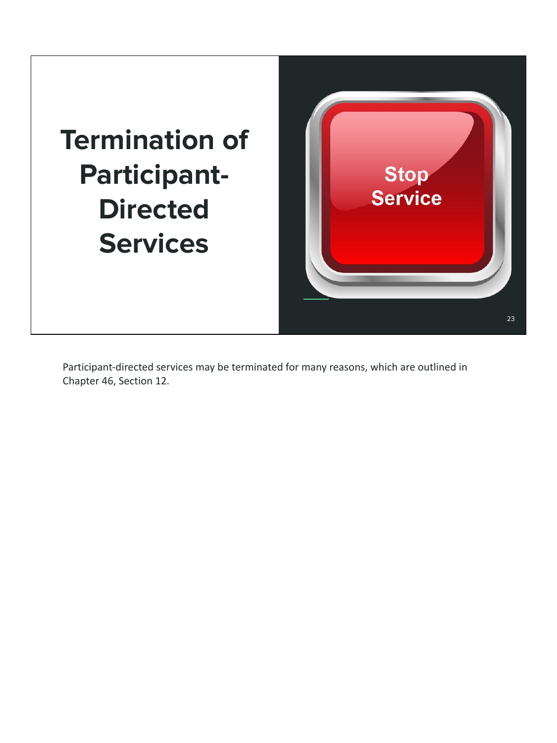# Termination of Participant-Directed Services

Stop Service

Participant-directed services may be terminated for many reasons, which are outlined in Chapter 46, Section 12.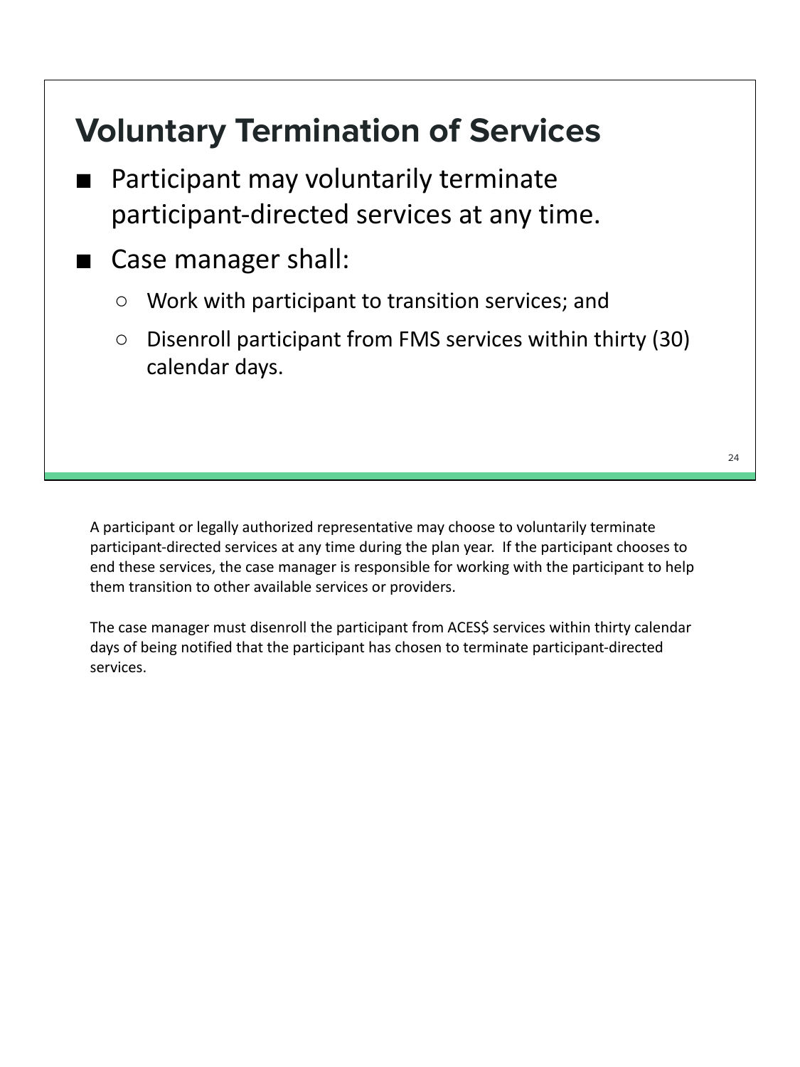## Voluntary Termination of Services

- Participant may voluntarily terminate participant-directed services at any time.
- Case manager shall:
  - Work with participant to transition services; and
  - Disenroll participant from FMS services within thirty (30) calendar days.

A participant or legally authorized representative may choose to voluntarily terminate participant-directed services at any time during the plan year. If the participant chooses to end these services, the case manager is responsible for working with the participant to help them transition to other available services or providers.

The case manager must disenroll the participant from ACES$ services within thirty calendar days of being notified that the participant has chosen to terminate participant-directed services.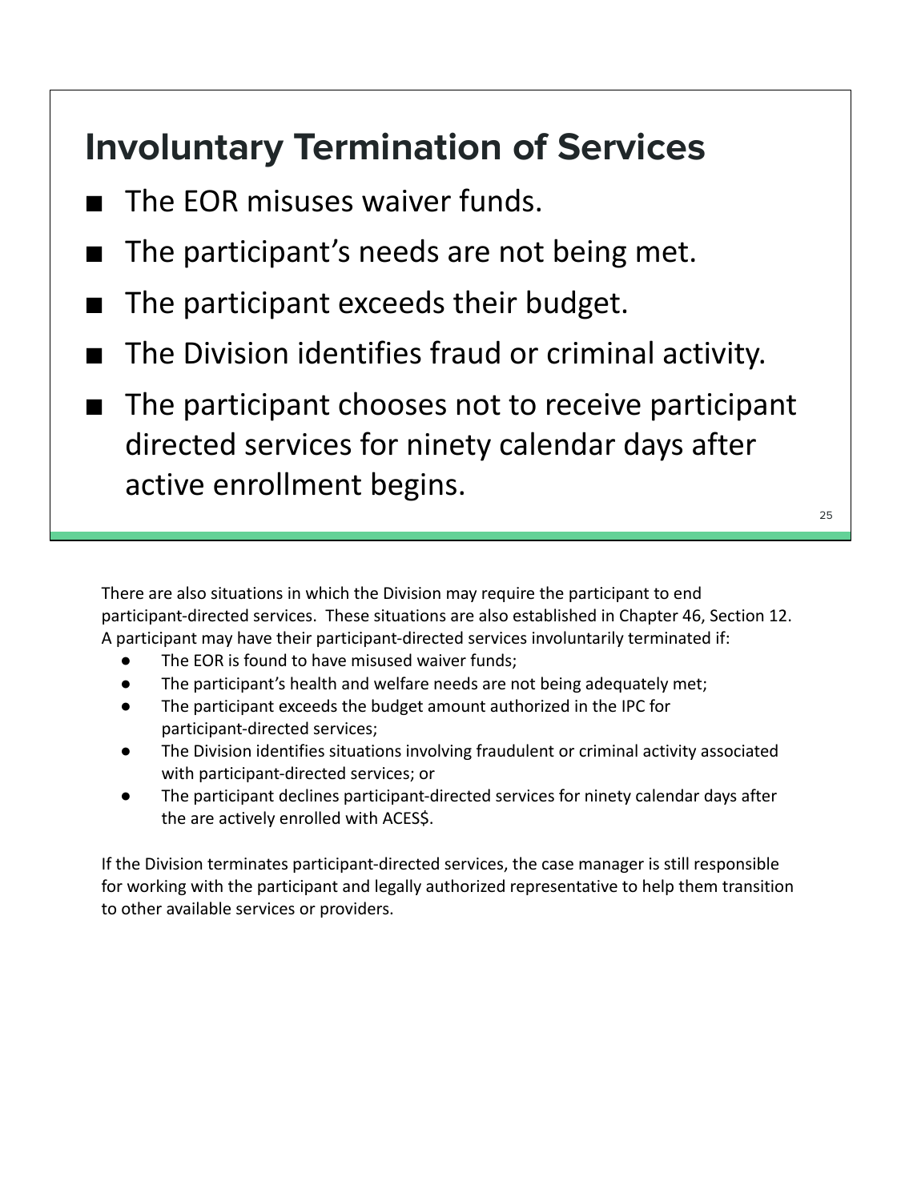# Involuntary Termination of Services

- The EOR misuses waiver funds.
- The participant's needs are not being met.
- The participant exceeds their budget.
- The Division identifies fraud or criminal activity.
- The participant chooses not to receive participant directed services for ninety calendar days after active enrollment begins.

There are also situations in which the Division may require the participant to end participant-directed services. These situations are also established in Chapter 46, Section 12. A participant may have their participant-directed services involuntarily terminated if:

- The EOR is found to have misused waiver funds;
- The participant's health and welfare needs are not being adequately met;
- The participant exceeds the budget amount authorized in the IPC for participant-directed services;
- The Division identifies situations involving fraudulent or criminal activity associated with participant-directed services; or
- The participant declines participant-directed services for ninety calendar days after the are actively enrolled with ACES$.

If the Division terminates participant-directed services, the case manager is still responsible for working with the participant and legally authorized representative to help them transition to other available services or providers.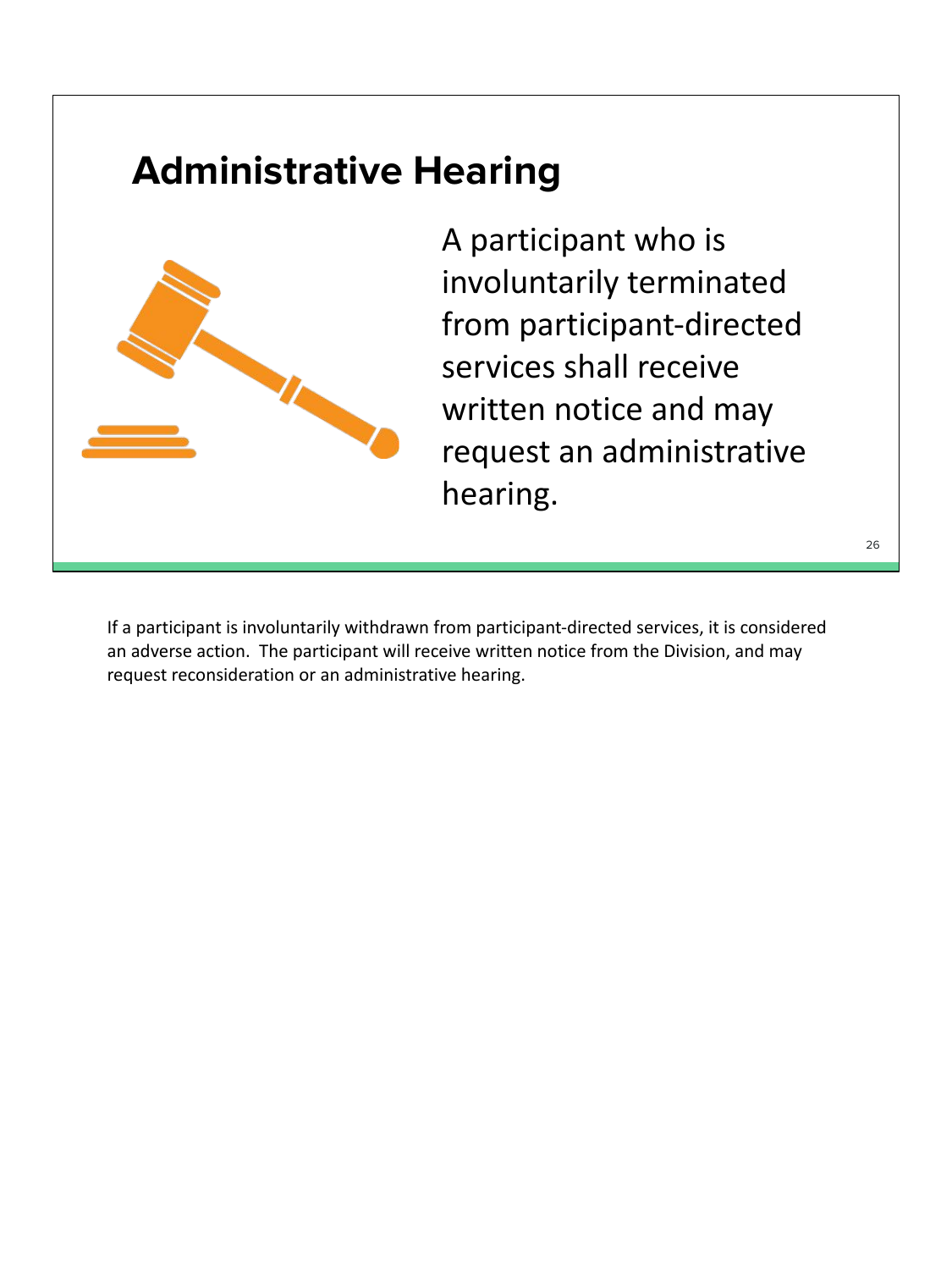# Administrative Hearing

A participant who is involuntarily terminated from participant-directed services shall receive written notice and may request an administrative hearing.

If a participant is involuntarily withdrawn from participant-directed services, it is considered an adverse action. The participant will receive written notice from the Division, and may request reconsideration or an administrative hearing.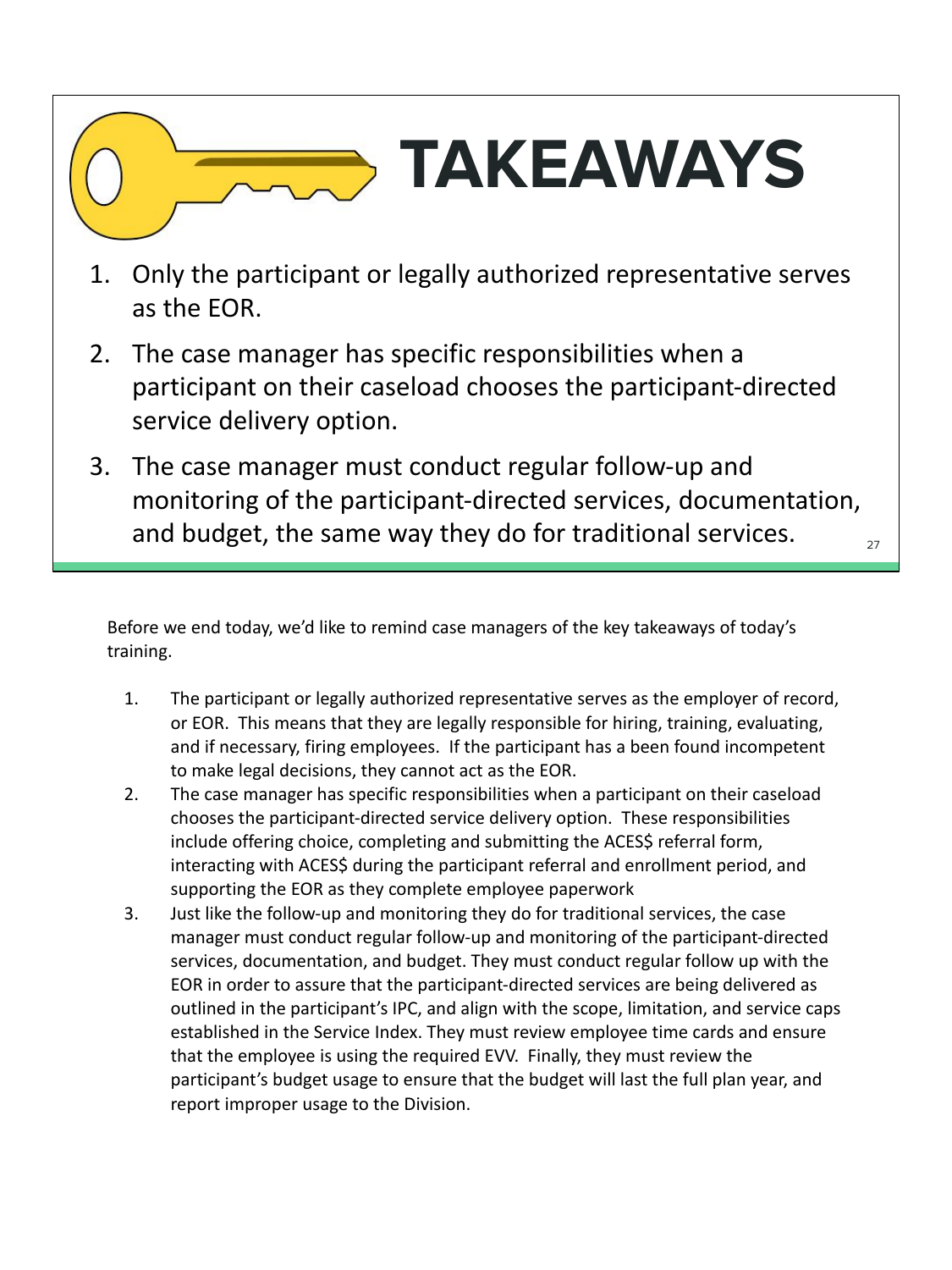# TAKEAWAYS

1. Only the participant or legally authorized representative serves as the EOR.
2. The case manager has specific responsibilities when a participant on their caseload chooses the participant-directed service delivery option.
3. The case manager must conduct regular follow-up and monitoring of the participant-directed services, documentation, and budget, the same way they do for traditional services.

Before we end today, we'd like to remind case managers of the key takeaways of today's training.

1. The participant or legally authorized representative serves as the employer of record, or EOR. This means that they are legally responsible for hiring, training, evaluating, and if necessary, firing employees. If the participant has a been found incompetent to make legal decisions, they cannot act as the EOR.
2. The case manager has specific responsibilities when a participant on their caseload chooses the participant-directed service delivery option. These responsibilities include offering choice, completing and submitting the ACES$ referral form, interacting with ACES$ during the participant referral and enrollment period, and supporting the EOR as they complete employee paperwork
3. Just like the follow-up and monitoring they do for traditional services, the case manager must conduct regular follow-up and monitoring of the participant-directed services, documentation, and budget. They must conduct regular follow up with the EOR in order to assure that the participant-directed services are being delivered as outlined in the participant's IPC, and align with the scope, limitation, and service caps established in the Service Index. They must review employee time cards and ensure that the employee is using the required EVV. Finally, they must review the participant's budget usage to ensure that the budget will last the full plan year, and report improper usage to the Division.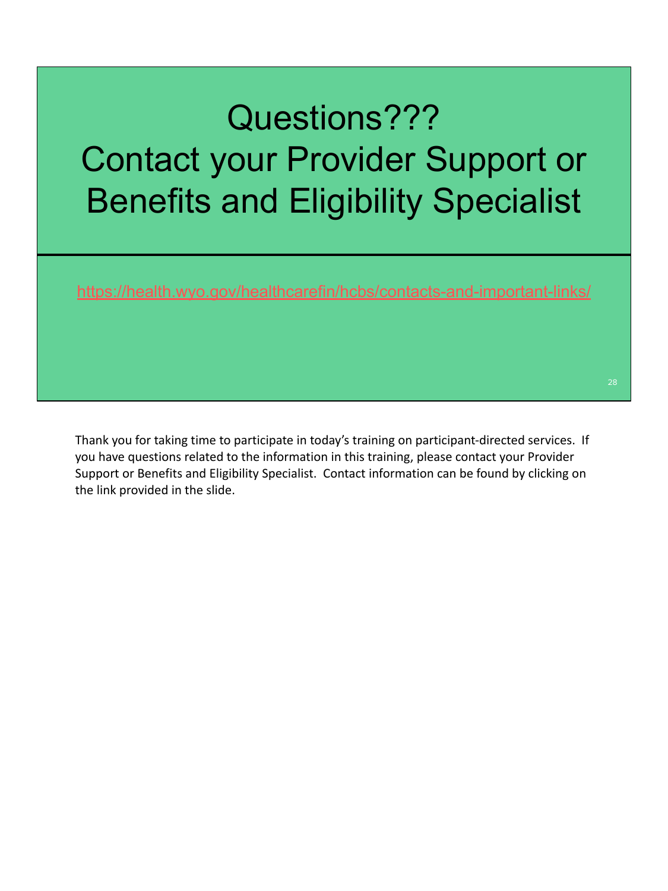# Questions???
# Contact your Provider Support or Benefits and Eligibility Specialist

https://health.wyo.gov/healthcarefin/hcbs/contacts-and-important-links/

Thank you for taking time to participate in today's training on participant-directed services. If you have questions related to the information in this training, please contact your Provider Support or Benefits and Eligibility Specialist. Contact information can be found by clicking on the link provided in the slide.